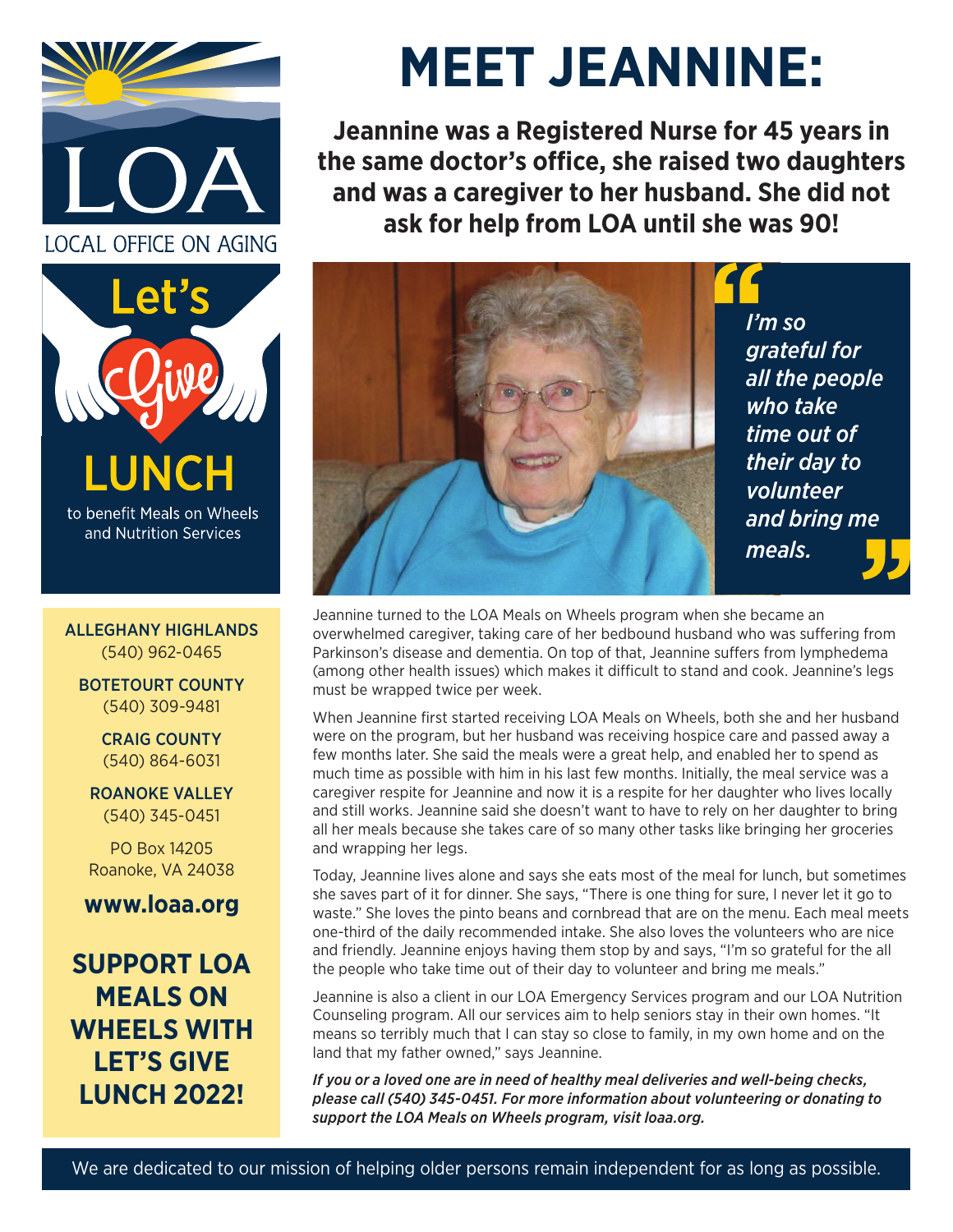LOA

LOCAL OFFICE ON AGING

Let's Give LUNCH

to benefit Meals on Wheels and Nutrition Services

**ALLEGHANY HIGHLANDS**
(540) 962-0465

**BOTETOURT COUNTY**
(540) 309-9481

**CRAIG COUNTY**
(540) 864-6031

**ROANOKE VALLEY**
(540) 345-0451

PO Box 14205
Roanoke, VA 24038

**www.loaa.org**

**SUPPORT LOA MEALS ON WHEELS WITH LET'S GIVE LUNCH 2022!**

# MEET JEANNINE:

**Jeannine was a Registered Nurse for 45 years in the same doctor's office, she raised two daughters and was a caregiver to her husband. She did not ask for help from LOA until she was 90!**

> *"I'm so grateful for all the people who take time out of their day to volunteer and bring me meals."*

Jeannine turned to the LOA Meals on Wheels program when she became an overwhelmed caregiver, taking care of her bedbound husband who was suffering from Parkinson's disease and dementia. On top of that, Jeannine suffers from lymphedema (among other health issues) which makes it difficult to stand and cook. Jeannine's legs must be wrapped twice per week.

When Jeannine first started receiving LOA Meals on Wheels, both she and her husband were on the program, but her husband was receiving hospice care and passed away a few months later. She said the meals were a great help, and enabled her to spend as much time as possible with him in his last few months. Initially, the meal service was a caregiver respite for Jeannine and now it is a respite for her daughter who lives locally and still works. Jeannine said she doesn't want to have to rely on her daughter to bring all her meals because she takes care of so many other tasks like bringing her groceries and wrapping her legs.

Today, Jeannine lives alone and says she eats most of the meal for lunch, but sometimes she saves part of it for dinner. She says, "There is one thing for sure, I never let it go to waste." She loves the pinto beans and cornbread that are on the menu. Each meal meets one-third of the daily recommended intake. She also loves the volunteers who are nice and friendly. Jeannine enjoys having them stop by and says, "I'm so grateful for the all the people who take time out of their day to volunteer and bring me meals."

Jeannine is also a client in our LOA Emergency Services program and our LOA Nutrition Counseling program. All our services aim to help seniors stay in their own homes. "It means so terribly much that I can stay so close to family, in my own home and on the land that my father owned," says Jeannine.

***If you or a loved one are in need of healthy meal deliveries and well-being checks, please call (540) 345-0451. For more information about volunteering or donating to support the LOA Meals on Wheels program, visit loaa.org.***

We are dedicated to our mission of helping older persons remain independent for as long as possible.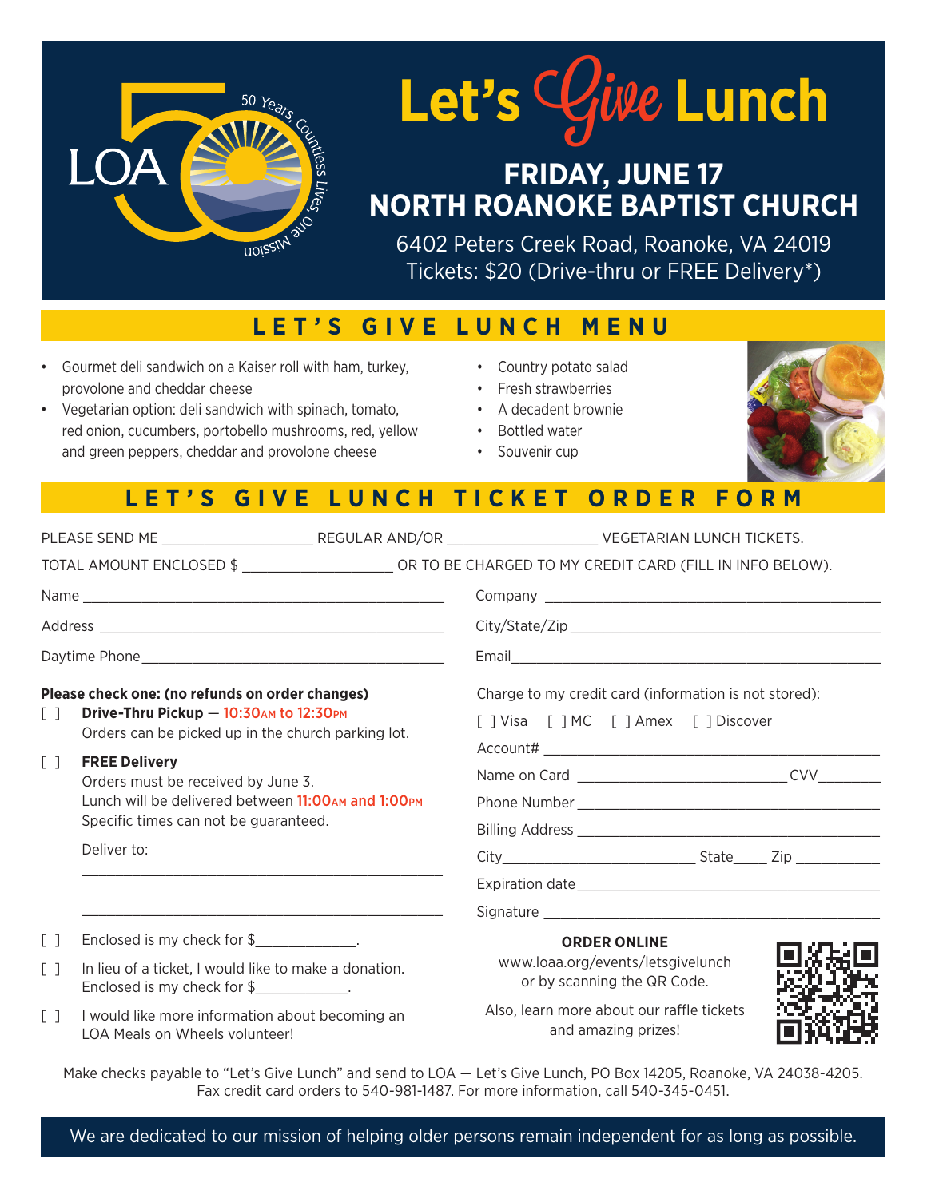LOA 50 Years, Countless Lives, One Mission

# Let's Give Lunch

## FRIDAY, JUNE 17
## NORTH ROANOKE BAPTIST CHURCH

6402 Peters Creek Road, Roanoke, VA 24019
Tickets: $20 (Drive-thru or FREE Delivery*)

## LET'S GIVE LUNCH MENU

- Gourmet deli sandwich on a Kaiser roll with ham, turkey, provolone and cheddar cheese
- Vegetarian option: deli sandwich with spinach, tomato, red onion, cucumbers, portobello mushrooms, red, yellow and green peppers, cheddar and provolone cheese
- Country potato salad
- Fresh strawberries
- A decadent brownie
- Bottled water
- Souvenir cup

## LET'S GIVE LUNCH TICKET ORDER FORM

PLEASE SEND ME ____________ REGULAR AND/OR ____________ VEGETARIAN LUNCH TICKETS.

TOTAL AMOUNT ENCLOSED $ ____________ OR TO BE CHARGED TO MY CREDIT CARD (FILL IN INFO BELOW).

Name ____________________

Address ____________________

Daytime Phone ____________________

Company ____________________

City/State/Zip ____________________

Email ____________________

**Please check one: (no refunds on order changes)**

[ ] **Drive-Thru Pickup** — 10:30AM to 12:30PM
Orders can be picked up in the church parking lot.

[ ] **FREE Delivery**
Orders must be received by June 3.
Lunch will be delivered between 11:00AM and 1:00PM
Specific times can not be guaranteed.

Deliver to:

____________________

____________________

[ ] Enclosed is my check for $__________.

[ ] In lieu of a ticket, I would like to make a donation. Enclosed is my check for $__________.

[ ] I would like more information about becoming an LOA Meals on Wheels volunteer!

Charge to my credit card (information is not stored):

[ ] Visa [ ] MC [ ] Amex [ ] Discover

Account# ____________________

Name on Card ____________________ CVV________

Phone Number ____________________

Billing Address ____________________

City____________________ State____ Zip __________

Expiration date ____________________

Signature ____________________

**ORDER ONLINE**

www.loaa.org/events/letsgivelunch or by scanning the QR Code.

Also, learn more about our raffle tickets and amazing prizes!

Make checks payable to "Let's Give Lunch" and send to LOA — Let's Give Lunch, PO Box 14205, Roanoke, VA 24038-4205.
Fax credit card orders to 540-981-1487. For more information, call 540-345-0451.

We are dedicated to our mission of helping older persons remain independent for as long as possible.